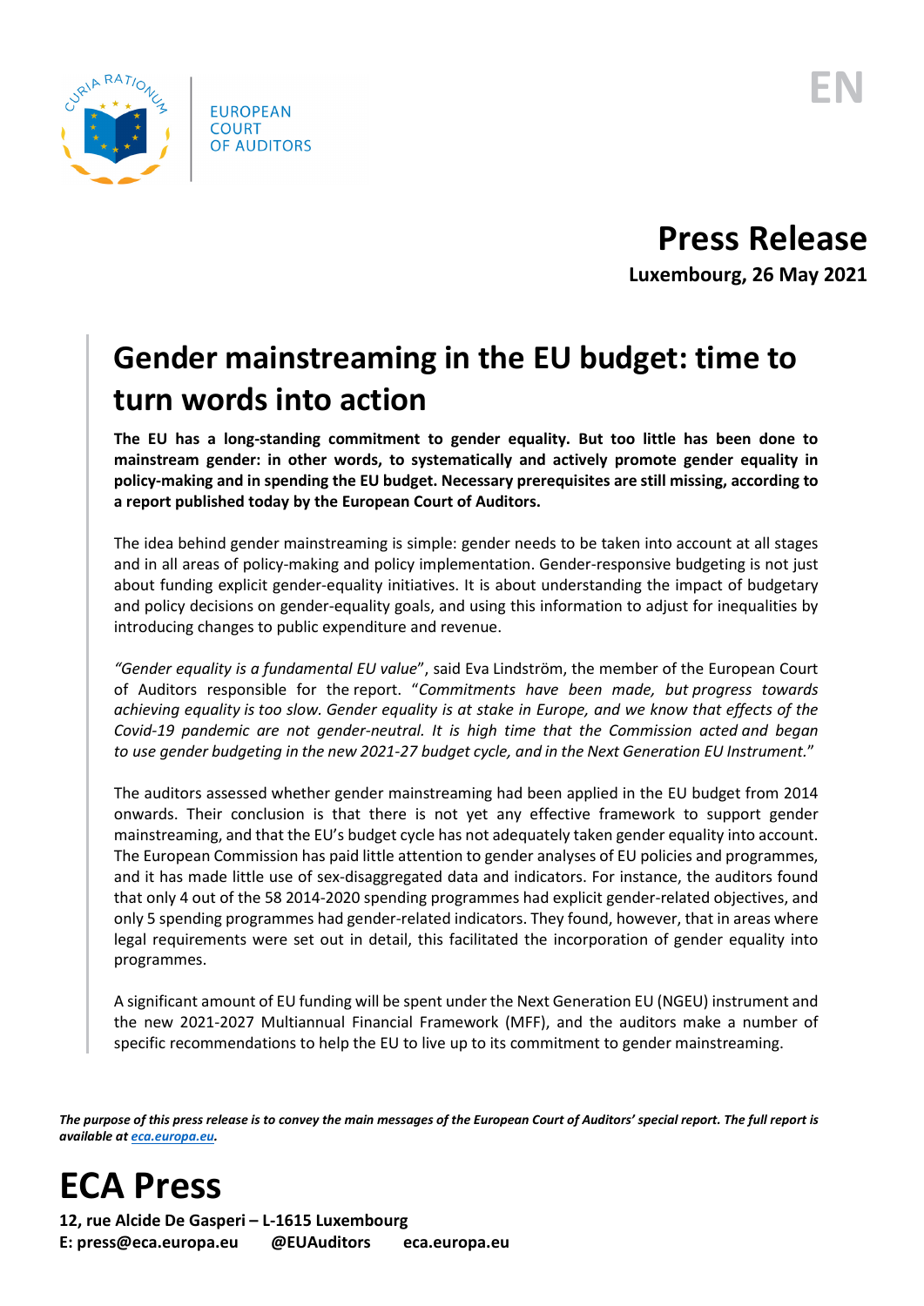EUROPEAN COURT OF AUDITORS

EN

# Press Release

**Luxembourg, 26 May 2021**

## Gender mainstreaming in the EU budget: time to turn words into action

**The EU has a long-standing commitment to gender equality. But too little has been done to mainstream gender: in other words, to systematically and actively promote gender equality in policy-making and in spending the EU budget. Necessary prerequisites are still missing, according to a report published today by the European Court of Auditors.**

The idea behind gender mainstreaming is simple: gender needs to be taken into account at all stages and in all areas of policy-making and policy implementation. Gender-responsive budgeting is not just about funding explicit gender-equality initiatives. It is about understanding the impact of budgetary and policy decisions on gender-equality goals, and using this information to adjust for inequalities by introducing changes to public expenditure and revenue.

"*Gender equality is a fundamental EU value*", said Eva Lindström, the member of the European Court of Auditors responsible for the report. "*Commitments have been made, but progress towards achieving equality is too slow. Gender equality is at stake in Europe, and we know that effects of the Covid-19 pandemic are not gender-neutral. It is high time that the Commission acted and began to use gender budgeting in the new 2021-27 budget cycle, and in the Next Generation EU Instrument.*"

The auditors assessed whether gender mainstreaming had been applied in the EU budget from 2014 onwards. Their conclusion is that there is not yet any effective framework to support gender mainstreaming, and that the EU's budget cycle has not adequately taken gender equality into account. The European Commission has paid little attention to gender analyses of EU policies and programmes, and it has made little use of sex-disaggregated data and indicators. For instance, the auditors found that only 4 out of the 58 2014-2020 spending programmes had explicit gender-related objectives, and only 5 spending programmes had gender-related indicators. They found, however, that in areas where legal requirements were set out in detail, this facilitated the incorporation of gender equality into programmes.

A significant amount of EU funding will be spent under the Next Generation EU (NGEU) instrument and the new 2021-2027 Multiannual Financial Framework (MFF), and the auditors make a number of specific recommendations to help the EU to live up to its commitment to gender mainstreaming.

***The purpose of this press release is to convey the main messages of the European Court of Auditors' special report. The full report is available at eca.europa.eu.***

# ECA Press

**12, rue Alcide De Gasperi – L-1615 Luxembourg**
**E: press@eca.europa.eu @EUAuditors eca.europa.eu**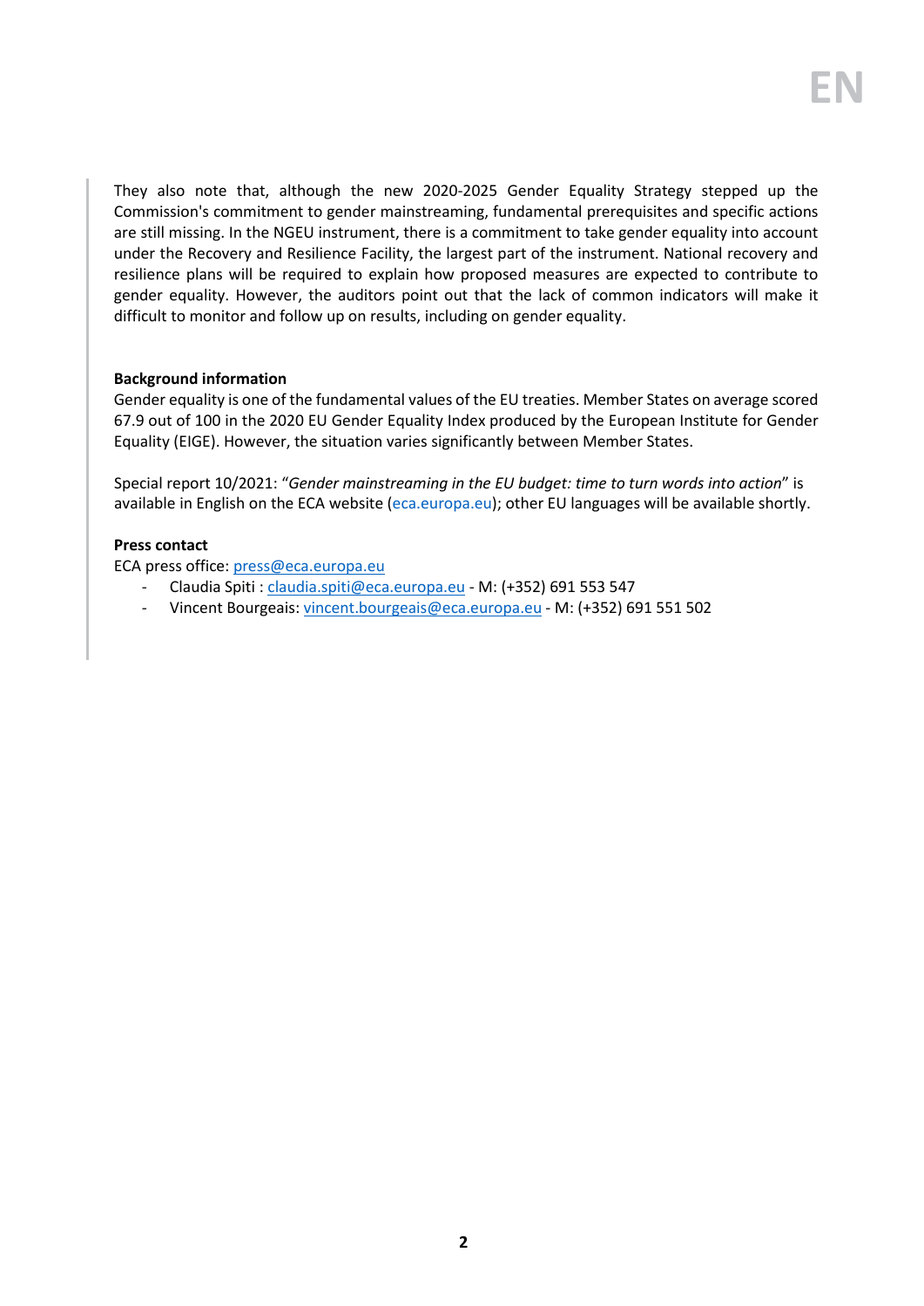They also note that, although the new 2020-2025 Gender Equality Strategy stepped up the Commission's commitment to gender mainstreaming, fundamental prerequisites and specific actions are still missing. In the NGEU instrument, there is a commitment to take gender equality into account under the Recovery and Resilience Facility, the largest part of the instrument. National recovery and resilience plans will be required to explain how proposed measures are expected to contribute to gender equality. However, the auditors point out that the lack of common indicators will make it difficult to monitor and follow up on results, including on gender equality.

**Background information**

Gender equality is one of the fundamental values of the EU treaties. Member States on average scored 67.9 out of 100 in the 2020 EU Gender Equality Index produced by the European Institute for Gender Equality (EIGE). However, the situation varies significantly between Member States.

Special report 10/2021: "*Gender mainstreaming in the EU budget: time to turn words into action*" is available in English on the ECA website (eca.europa.eu); other EU languages will be available shortly.

**Press contact**

ECA press office: press@eca.europa.eu

- Claudia Spiti : claudia.spiti@eca.europa.eu - M: (+352) 691 553 547
- Vincent Bourgeais: vincent.bourgeais@eca.europa.eu - M: (+352) 691 551 502